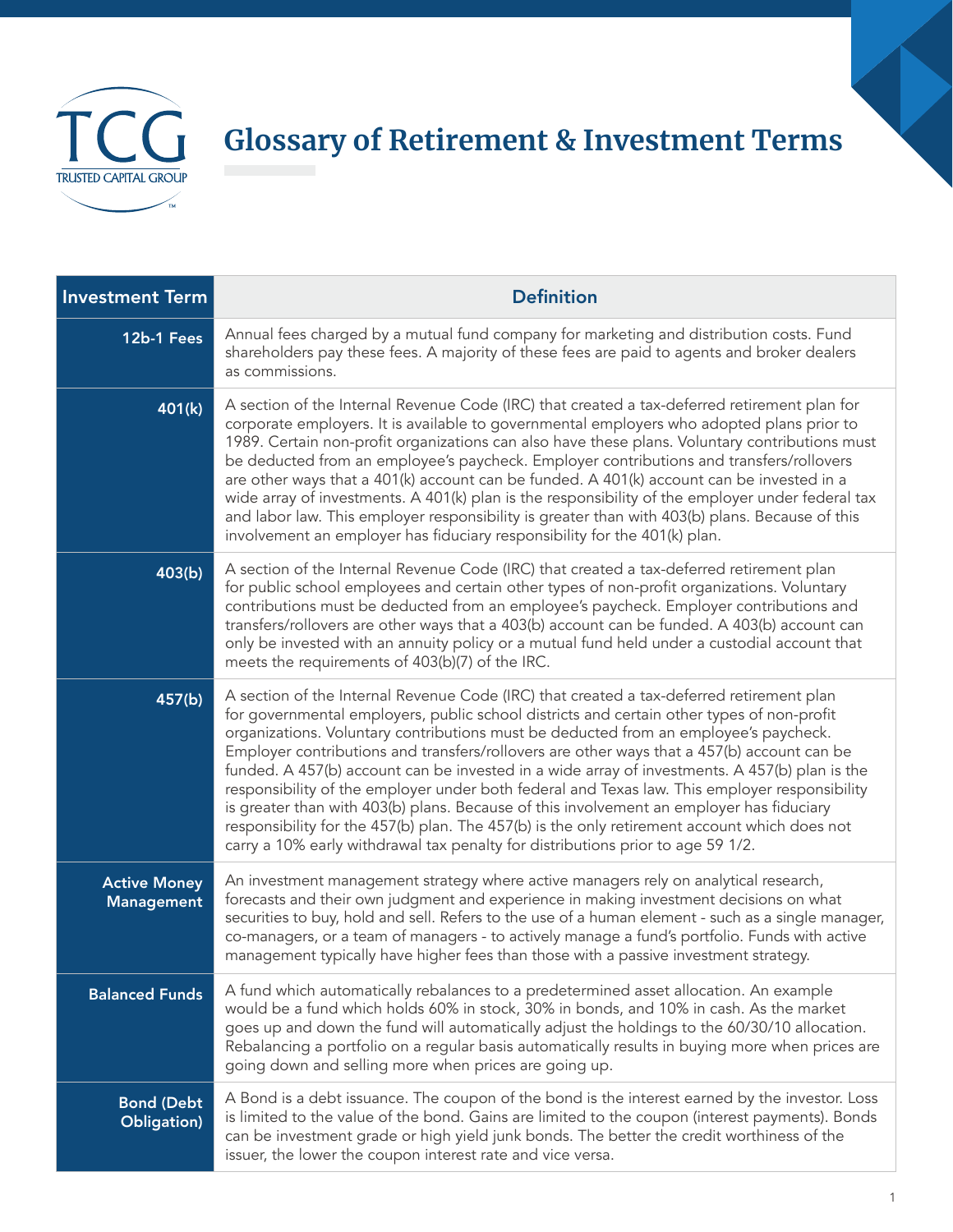TCG
TRUSTED CAPITAL GROUP

# Glossary of Retirement & Investment Terms

| Investment Term | Definition |
|---|---|
| **12b-1 Fees** | Annual fees charged by a mutual fund company for marketing and distribution costs. Fund shareholders pay these fees. A majority of these fees are paid to agents and broker dealers as commissions. |
| **401(k)** | A section of the Internal Revenue Code (IRC) that created a tax-deferred retirement plan for corporate employers. It is available to governmental employers who adopted plans prior to 1989. Certain non-profit organizations can also have these plans. Voluntary contributions must be deducted from an employee's paycheck. Employer contributions and transfers/rollovers are other ways that a 401(k) account can be funded. A 401(k) account can be invested in a wide array of investments. A 401(k) plan is the responsibility of the employer under federal tax and labor law. This employer responsibility is greater than with 403(b) plans. Because of this involvement an employer has fiduciary responsibility for the 401(k) plan. |
| **403(b)** | A section of the Internal Revenue Code (IRC) that created a tax-deferred retirement plan for public school employees and certain other types of non-profit organizations. Voluntary contributions must be deducted from an employee's paycheck. Employer contributions and transfers/rollovers are other ways that a 403(b) account can be funded. A 403(b) account can only be invested with an annuity policy or a mutual fund held under a custodial account that meets the requirements of 403(b)(7) of the IRC. |
| **457(b)** | A section of the Internal Revenue Code (IRC) that created a tax-deferred retirement plan for governmental employers, public school districts and certain other types of non-profit organizations. Voluntary contributions must be deducted from an employee's paycheck. Employer contributions and transfers/rollovers are other ways that a 457(b) account can be funded. A 457(b) account can be invested in a wide array of investments. A 457(b) plan is the responsibility of the employer under both federal and Texas law. This employer responsibility is greater than with 403(b) plans. Because of this involvement an employer has fiduciary responsibility for the 457(b) plan. The 457(b) is the only retirement account which does not carry a 10% early withdrawal tax penalty for distributions prior to age 59 1/2. |
| **Active Money Management** | An investment management strategy where active managers rely on analytical research, forecasts and their own judgment and experience in making investment decisions on what securities to buy, hold and sell. Refers to the use of a human element - such as a single manager, co-managers, or a team of managers - to actively manage a fund's portfolio. Funds with active management typically have higher fees than those with a passive investment strategy. |
| **Balanced Funds** | A fund which automatically rebalances to a predetermined asset allocation. An example would be a fund which holds 60% in stock, 30% in bonds, and 10% in cash. As the market goes up and down the fund will automatically adjust the holdings to the 60/30/10 allocation. Rebalancing a portfolio on a regular basis automatically results in buying more when prices are going down and selling more when prices are going up. |
| **Bond (Debt Obligation)** | A Bond is a debt issuance. The coupon of the bond is the interest earned by the investor. Loss is limited to the value of the bond. Gains are limited to the coupon (interest payments). Bonds can be investment grade or high yield junk bonds. The better the credit worthiness of the issuer, the lower the coupon interest rate and vice versa. |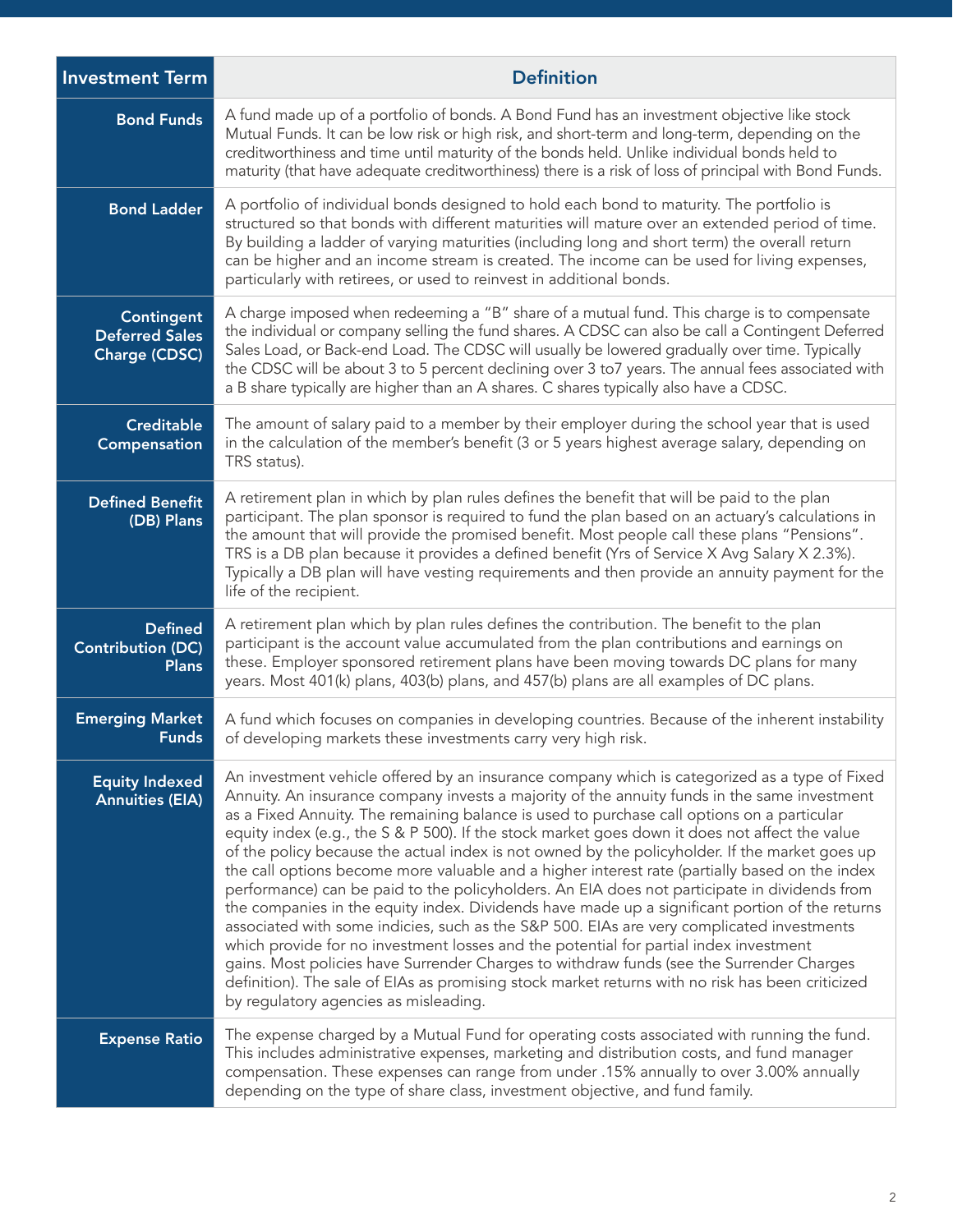| Investment Term | Definition |
|---|---|
| **Bond Funds** | A fund made up of a portfolio of bonds. A Bond Fund has an investment objective like stock Mutual Funds. It can be low risk or high risk, and short-term and long-term, depending on the creditworthiness and time until maturity of the bonds held. Unlike individual bonds held to maturity (that have adequate creditworthiness) there is a risk of loss of principal with Bond Funds. |
| **Bond Ladder** | A portfolio of individual bonds designed to hold each bond to maturity. The portfolio is structured so that bonds with different maturities will mature over an extended period of time. By building a ladder of varying maturities (including long and short term) the overall return can be higher and an income stream is created. The income can be used for living expenses, particularly with retirees, or used to reinvest in additional bonds. |
| **Contingent Deferred Sales Charge (CDSC)** | A charge imposed when redeeming a "B" share of a mutual fund. This charge is to compensate the individual or company selling the fund shares. A CDSC can also be call a Contingent Deferred Sales Load, or Back-end Load. The CDSC will usually be lowered gradually over time. Typically the CDSC will be about 3 to 5 percent declining over 3 to7 years. The annual fees associated with a B share typically are higher than an A shares. C shares typically also have a CDSC. |
| **Creditable Compensation** | The amount of salary paid to a member by their employer during the school year that is used in the calculation of the member's benefit (3 or 5 years highest average salary, depending on TRS status). |
| **Defined Benefit (DB) Plans** | A retirement plan in which by plan rules defines the benefit that will be paid to the plan participant. The plan sponsor is required to fund the plan based on an actuary's calculations in the amount that will provide the promised benefit. Most people call these plans "Pensions". TRS is a DB plan because it provides a defined benefit (Yrs of Service X Avg Salary X 2.3%). Typically a DB plan will have vesting requirements and then provide an annuity payment for the life of the recipient. |
| **Defined Contribution (DC) Plans** | A retirement plan which by plan rules defines the contribution. The benefit to the plan participant is the account value accumulated from the plan contributions and earnings on these. Employer sponsored retirement plans have been moving towards DC plans for many years. Most 401(k) plans, 403(b) plans, and 457(b) plans are all examples of DC plans. |
| **Emerging Market Funds** | A fund which focuses on companies in developing countries. Because of the inherent instability of developing markets these investments carry very high risk. |
| **Equity Indexed Annuities (EIA)** | An investment vehicle offered by an insurance company which is categorized as a type of Fixed Annuity. An insurance company invests a majority of the annuity funds in the same investment as a Fixed Annuity. The remaining balance is used to purchase call options on a particular equity index (e.g., the S & P 500). If the stock market goes down it does not affect the value of the policy because the actual index is not owned by the policyholder. If the market goes up the call options become more valuable and a higher interest rate (partially based on the index performance) can be paid to the policyholders. An EIA does not participate in dividends from the companies in the equity index. Dividends have made up a significant portion of the returns associated with some indicies, such as the S&P 500. EIAs are very complicated investments which provide for no investment losses and the potential for partial index investment gains. Most policies have Surrender Charges to withdraw funds (see the Surrender Charges definition). The sale of EIAs as promising stock market returns with no risk has been criticized by regulatory agencies as misleading. |
| **Expense Ratio** | The expense charged by a Mutual Fund for operating costs associated with running the fund. This includes administrative expenses, marketing and distribution costs, and fund manager compensation. These expenses can range from under .15% annually to over 3.00% annually depending on the type of share class, investment objective, and fund family. |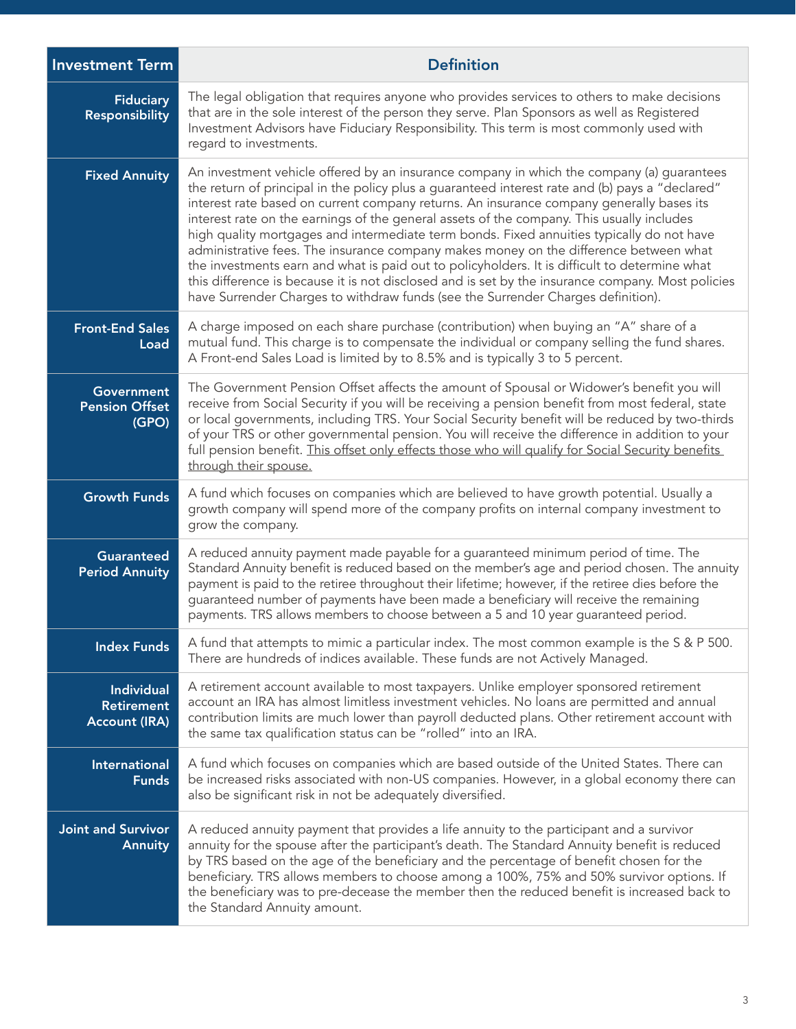| Investment Term | Definition |
|---|---|
| **Fiduciary Responsibility** | The legal obligation that requires anyone who provides services to others to make decisions that are in the sole interest of the person they serve. Plan Sponsors as well as Registered Investment Advisors have Fiduciary Responsibility. This term is most commonly used with regard to investments. |
| **Fixed Annuity** | An investment vehicle offered by an insurance company in which the company (a) guarantees the return of principal in the policy plus a guaranteed interest rate and (b) pays a "declared" interest rate based on current company returns. An insurance company generally bases its interest rate on the earnings of the general assets of the company. This usually includes high quality mortgages and intermediate term bonds. Fixed annuities typically do not have administrative fees. The insurance company makes money on the difference between what the investments earn and what is paid out to policyholders. It is difficult to determine what this difference is because it is not disclosed and is set by the insurance company. Most policies have Surrender Charges to withdraw funds (see the Surrender Charges definition). |
| **Front-End Sales Load** | A charge imposed on each share purchase (contribution) when buying an "A" share of a mutual fund. This charge is to compensate the individual or company selling the fund shares. A Front-end Sales Load is limited by to 8.5% and is typically 3 to 5 percent. |
| **Government Pension Offset (GPO)** | The Government Pension Offset affects the amount of Spousal or Widower's benefit you will receive from Social Security if you will be receiving a pension benefit from most federal, state or local governments, including TRS. Your Social Security benefit will be reduced by two-thirds of your TRS or other governmental pension. You will receive the difference in addition to your full pension benefit. <u>This offset only effects those who will qualify for Social Security benefits through their spouse.</u> |
| **Growth Funds** | A fund which focuses on companies which are believed to have growth potential. Usually a growth company will spend more of the company profits on internal company investment to grow the company. |
| **Guaranteed Period Annuity** | A reduced annuity payment made payable for a guaranteed minimum period of time. The Standard Annuity benefit is reduced based on the member's age and period chosen. The annuity payment is paid to the retiree throughout their lifetime; however, if the retiree dies before the guaranteed number of payments have been made a beneficiary will receive the remaining payments. TRS allows members to choose between a 5 and 10 year guaranteed period. |
| **Index Funds** | A fund that attempts to mimic a particular index. The most common example is the S & P 500. There are hundreds of indices available. These funds are not Actively Managed. |
| **Individual Retirement Account (IRA)** | A retirement account available to most taxpayers. Unlike employer sponsored retirement account an IRA has almost limitless investment vehicles. No loans are permitted and annual contribution limits are much lower than payroll deducted plans. Other retirement account with the same tax qualification status can be "rolled" into an IRA. |
| **International Funds** | A fund which focuses on companies which are based outside of the United States. There can be increased risks associated with non-US companies. However, in a global economy there can also be significant risk in not be adequately diversified. |
| **Joint and Survivor Annuity** | A reduced annuity payment that provides a life annuity to the participant and a survivor annuity for the spouse after the participant's death. The Standard Annuity benefit is reduced by TRS based on the age of the beneficiary and the percentage of benefit chosen for the beneficiary. TRS allows members to choose among a 100%, 75% and 50% survivor options. If the beneficiary was to pre-decease the member then the reduced benefit is increased back to the Standard Annuity amount. |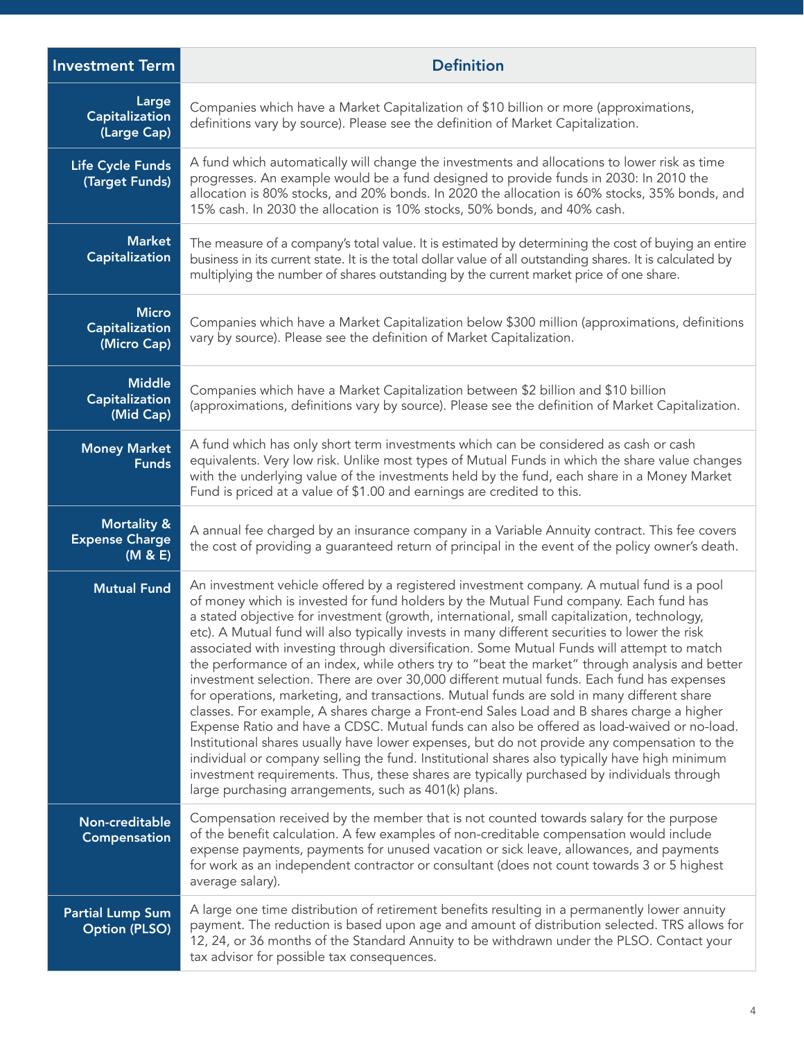| Investment Term | Definition |
|---|---|
| **Large Capitalization (Large Cap)** | Companies which have a Market Capitalization of $10 billion or more (approximations, definitions vary by source). Please see the definition of Market Capitalization. |
| **Life Cycle Funds (Target Funds)** | A fund which automatically will change the investments and allocations to lower risk as time progresses. An example would be a fund designed to provide funds in 2030: In 2010 the allocation is 80% stocks, and 20% bonds. In 2020 the allocation is 60% stocks, 35% bonds, and 15% cash. In 2030 the allocation is 10% stocks, 50% bonds, and 40% cash. |
| **Market Capitalization** | The measure of a company's total value. It is estimated by determining the cost of buying an entire business in its current state. It is the total dollar value of all outstanding shares. It is calculated by multiplying the number of shares outstanding by the current market price of one share. |
| **Micro Capitalization (Micro Cap)** | Companies which have a Market Capitalization below $300 million (approximations, definitions vary by source). Please see the definition of Market Capitalization. |
| **Middle Capitalization (Mid Cap)** | Companies which have a Market Capitalization between $2 billion and $10 billion (approximations, definitions vary by source). Please see the definition of Market Capitalization. |
| **Money Market Funds** | A fund which has only short term investments which can be considered as cash or cash equivalents. Very low risk. Unlike most types of Mutual Funds in which the share value changes with the underlying value of the investments held by the fund, each share in a Money Market Fund is priced at a value of $1.00 and earnings are credited to this. |
| **Mortality & Expense Charge (M & E)** | A annual fee charged by an insurance company in a Variable Annuity contract. This fee covers the cost of providing a guaranteed return of principal in the event of the policy owner's death. |
| **Mutual Fund** | An investment vehicle offered by a registered investment company. A mutual fund is a pool of money which is invested for fund holders by the Mutual Fund company. Each fund has a stated objective for investment (growth, international, small capitalization, technology, etc). A Mutual fund will also typically invests in many different securities to lower the risk associated with investing through diversification. Some Mutual Funds will attempt to match the performance of an index, while others try to "beat the market" through analysis and better investment selection. There are over 30,000 different mutual funds. Each fund has expenses for operations, marketing, and transactions. Mutual funds are sold in many different share classes. For example, A shares charge a Front-end Sales Load and B shares charge a higher Expense Ratio and have a CDSC. Mutual funds can also be offered as load-waived or no-load. Institutional shares usually have lower expenses, but do not provide any compensation to the individual or company selling the fund. Institutional shares also typically have high minimum investment requirements. Thus, these shares are typically purchased by individuals through large purchasing arrangements, such as 401(k) plans. |
| **Non-creditable Compensation** | Compensation received by the member that is not counted towards salary for the purpose of the benefit calculation. A few examples of non-creditable compensation would include expense payments, payments for unused vacation or sick leave, allowances, and payments for work as an independent contractor or consultant (does not count towards 3 or 5 highest average salary). |
| **Partial Lump Sum Option (PLSO)** | A large one time distribution of retirement benefits resulting in a permanently lower annuity payment. The reduction is based upon age and amount of distribution selected. TRS allows for 12, 24, or 36 months of the Standard Annuity to be withdrawn under the PLSO. Contact your tax advisor for possible tax consequences. |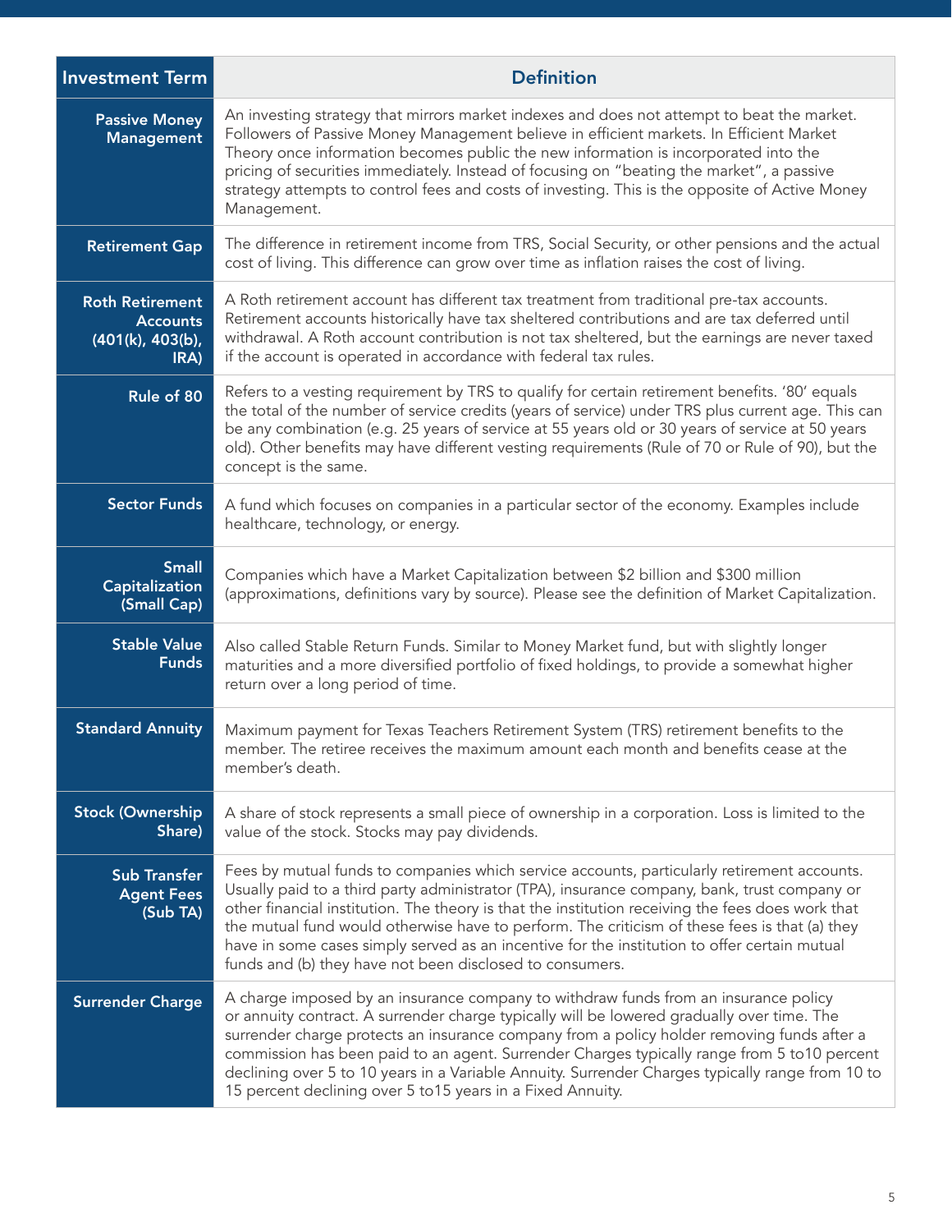| Investment Term | Definition |
|---|---|
| **Passive Money Management** | An investing strategy that mirrors market indexes and does not attempt to beat the market. Followers of Passive Money Management believe in efficient markets. In Efficient Market Theory once information becomes public the new information is incorporated into the pricing of securities immediately. Instead of focusing on "beating the market", a passive strategy attempts to control fees and costs of investing. This is the opposite of Active Money Management. |
| **Retirement Gap** | The difference in retirement income from TRS, Social Security, or other pensions and the actual cost of living. This difference can grow over time as inflation raises the cost of living. |
| **Roth Retirement Accounts (401(k), 403(b), IRA)** | A Roth retirement account has different tax treatment from traditional pre-tax accounts. Retirement accounts historically have tax sheltered contributions and are tax deferred until withdrawal. A Roth account contribution is not tax sheltered, but the earnings are never taxed if the account is operated in accordance with federal tax rules. |
| **Rule of 80** | Refers to a vesting requirement by TRS to qualify for certain retirement benefits. '80' equals the total of the number of service credits (years of service) under TRS plus current age. This can be any combination (e.g. 25 years of service at 55 years old or 30 years of service at 50 years old). Other benefits may have different vesting requirements (Rule of 70 or Rule of 90), but the concept is the same. |
| **Sector Funds** | A fund which focuses on companies in a particular sector of the economy. Examples include healthcare, technology, or energy. |
| **Small Capitalization (Small Cap)** | Companies which have a Market Capitalization between $2 billion and $300 million (approximations, definitions vary by source). Please see the definition of Market Capitalization. |
| **Stable Value Funds** | Also called Stable Return Funds. Similar to Money Market fund, but with slightly longer maturities and a more diversified portfolio of fixed holdings, to provide a somewhat higher return over a long period of time. |
| **Standard Annuity** | Maximum payment for Texas Teachers Retirement System (TRS) retirement benefits to the member. The retiree receives the maximum amount each month and benefits cease at the member's death. |
| **Stock (Ownership Share)** | A share of stock represents a small piece of ownership in a corporation. Loss is limited to the value of the stock. Stocks may pay dividends. |
| **Sub Transfer Agent Fees (Sub TA)** | Fees by mutual funds to companies which service accounts, particularly retirement accounts. Usually paid to a third party administrator (TPA), insurance company, bank, trust company or other financial institution. The theory is that the institution receiving the fees does work that the mutual fund would otherwise have to perform. The criticism of these fees is that (a) they have in some cases simply served as an incentive for the institution to offer certain mutual funds and (b) they have not been disclosed to consumers. |
| **Surrender Charge** | A charge imposed by an insurance company to withdraw funds from an insurance policy or annuity contract. A surrender charge typically will be lowered gradually over time. The surrender charge protects an insurance company from a policy holder removing funds after a commission has been paid to an agent. Surrender Charges typically range from 5 to10 percent declining over 5 to 10 years in a Variable Annuity. Surrender Charges typically range from 10 to 15 percent declining over 5 to15 years in a Fixed Annuity. |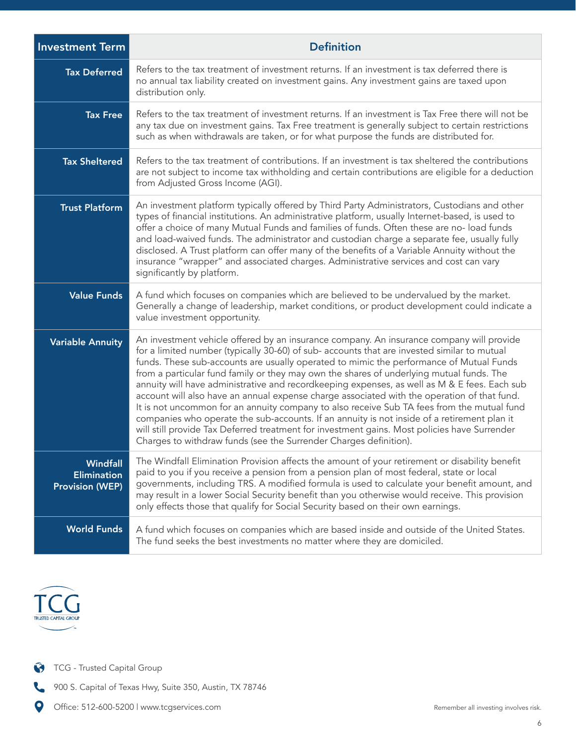| Investment Term | Definition |
|---|---|
| **Tax Deferred** | Refers to the tax treatment of investment returns. If an investment is tax deferred there is no annual tax liability created on investment gains. Any investment gains are taxed upon distribution only. |
| **Tax Free** | Refers to the tax treatment of investment returns. If an investment is Tax Free there will not be any tax due on investment gains. Tax Free treatment is generally subject to certain restrictions such as when withdrawals are taken, or for what purpose the funds are distributed for. |
| **Tax Sheltered** | Refers to the tax treatment of contributions. If an investment is tax sheltered the contributions are not subject to income tax withholding and certain contributions are eligible for a deduction from Adjusted Gross Income (AGI). |
| **Trust Platform** | An investment platform typically offered by Third Party Administrators, Custodians and other types of financial institutions. An administrative platform, usually Internet-based, is used to offer a choice of many Mutual Funds and families of funds. Often these are no- load funds and load-waived funds. The administrator and custodian charge a separate fee, usually fully disclosed. A Trust platform can offer many of the benefits of a Variable Annuity without the insurance "wrapper" and associated charges. Administrative services and cost can vary significantly by platform. |
| **Value Funds** | A fund which focuses on companies which are believed to be undervalued by the market. Generally a change of leadership, market conditions, or product development could indicate a value investment opportunity. |
| **Variable Annuity** | An investment vehicle offered by an insurance company. An insurance company will provide for a limited number (typically 30-60) of sub- accounts that are invested similar to mutual funds. These sub-accounts are usually operated to mimic the performance of Mutual Funds from a particular fund family or they may own the shares of underlying mutual funds. The annuity will have administrative and recordkeeping expenses, as well as M & E fees. Each sub account will also have an annual expense charge associated with the operation of that fund. It is not uncommon for an annuity company to also receive Sub TA fees from the mutual fund companies who operate the sub-accounts. If an annuity is not inside of a retirement plan it will still provide Tax Deferred treatment for investment gains. Most policies have Surrender Charges to withdraw funds (see the Surrender Charges definition). |
| **Windfall Elimination Provision (WEP)** | The Windfall Elimination Provision affects the amount of your retirement or disability benefit paid to you if you receive a pension from a pension plan of most federal, state or local governments, including TRS. A modified formula is used to calculate your benefit amount, and may result in a lower Social Security benefit than you otherwise would receive. This provision only effects those that qualify for Social Security based on their own earnings. |
| **World Funds** | A fund which focuses on companies which are based inside and outside of the United States. The fund seeks the best investments no matter where they are domiciled. |

TCG
TRUSTED CAPITAL GROUP

TCG - Trusted Capital Group

900 S. Capital of Texas Hwy, Suite 350, Austin, TX 78746

Office: 512-600-5200 | www.tcgservices.com

Remember all investing involves risk.